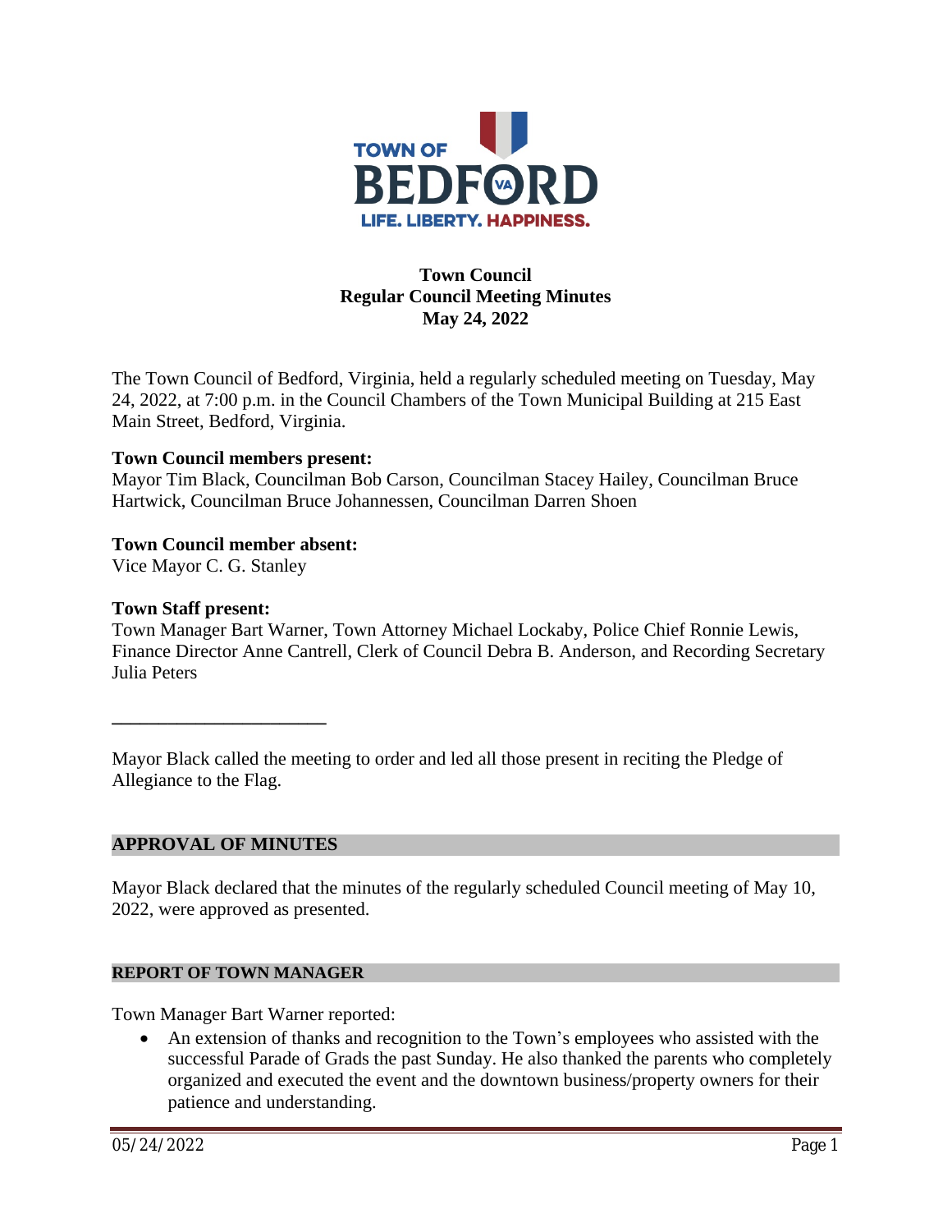**TOWN OF BEDFORD VA**
**LIFE. LIBERTY. HAPPINESS.**

# Town Council
## Regular Council Meeting Minutes
## May 24, 2022

The Town Council of Bedford, Virginia, held a regularly scheduled meeting on Tuesday, May 24, 2022, at 7:00 p.m. in the Council Chambers of the Town Municipal Building at 215 East Main Street, Bedford, Virginia.

**Town Council members present:**
Mayor Tim Black, Councilman Bob Carson, Councilman Stacey Hailey, Councilman Bruce Hartwick, Councilman Bruce Johannessen, Councilman Darren Shoen

**Town Council member absent:**
Vice Mayor C. G. Stanley

**Town Staff present:**
Town Manager Bart Warner, Town Attorney Michael Lockaby, Police Chief Ronnie Lewis, Finance Director Anne Cantrell, Clerk of Council Debra B. Anderson, and Recording Secretary Julia Peters

---

Mayor Black called the meeting to order and led all those present in reciting the Pledge of Allegiance to the Flag.

## APPROVAL OF MINUTES

Mayor Black declared that the minutes of the regularly scheduled Council meeting of May 10, 2022, were approved as presented.

## REPORT OF TOWN MANAGER

Town Manager Bart Warner reported:

- An extension of thanks and recognition to the Town's employees who assisted with the successful Parade of Grads the past Sunday. He also thanked the parents who completely organized and executed the event and the downtown business/property owners for their patience and understanding.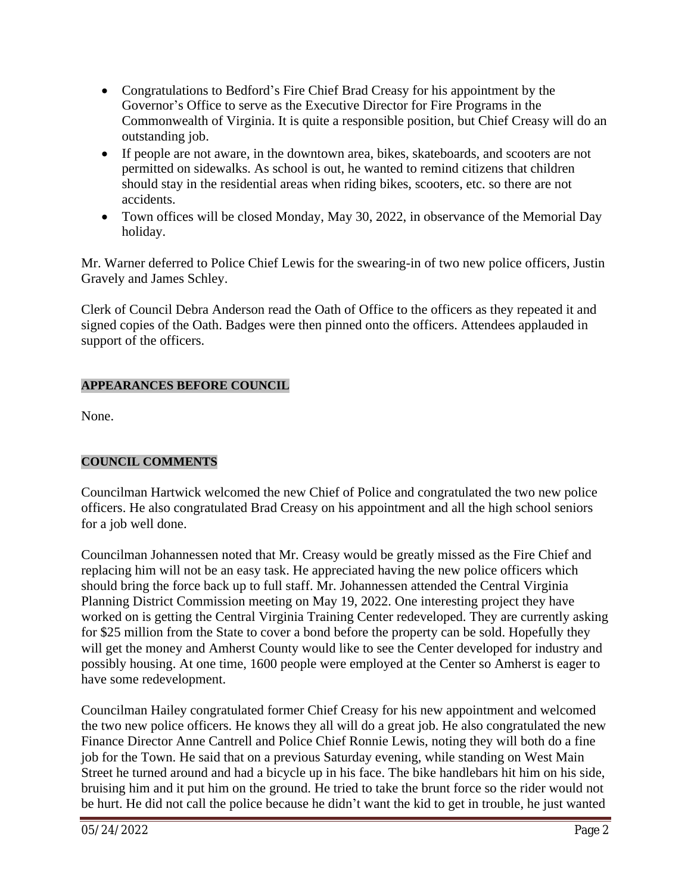- Congratulations to Bedford's Fire Chief Brad Creasy for his appointment by the Governor's Office to serve as the Executive Director for Fire Programs in the Commonwealth of Virginia. It is quite a responsible position, but Chief Creasy will do an outstanding job.
- If people are not aware, in the downtown area, bikes, skateboards, and scooters are not permitted on sidewalks. As school is out, he wanted to remind citizens that children should stay in the residential areas when riding bikes, scooters, etc. so there are not accidents.
- Town offices will be closed Monday, May 30, 2022, in observance of the Memorial Day holiday.

Mr. Warner deferred to Police Chief Lewis for the swearing-in of two new police officers, Justin Gravely and James Schley.

Clerk of Council Debra Anderson read the Oath of Office to the officers as they repeated it and signed copies of the Oath. Badges were then pinned onto the officers. Attendees applauded in support of the officers.

## APPEARANCES BEFORE COUNCIL

None.

## COUNCIL COMMENTS

Councilman Hartwick welcomed the new Chief of Police and congratulated the two new police officers. He also congratulated Brad Creasy on his appointment and all the high school seniors for a job well done.

Councilman Johannessen noted that Mr. Creasy would be greatly missed as the Fire Chief and replacing him will not be an easy task. He appreciated having the new police officers which should bring the force back up to full staff. Mr. Johannessen attended the Central Virginia Planning District Commission meeting on May 19, 2022. One interesting project they have worked on is getting the Central Virginia Training Center redeveloped. They are currently asking for $25 million from the State to cover a bond before the property can be sold. Hopefully they will get the money and Amherst County would like to see the Center developed for industry and possibly housing. At one time, 1600 people were employed at the Center so Amherst is eager to have some redevelopment.

Councilman Hailey congratulated former Chief Creasy for his new appointment and welcomed the two new police officers. He knows they all will do a great job. He also congratulated the new Finance Director Anne Cantrell and Police Chief Ronnie Lewis, noting they will both do a fine job for the Town. He said that on a previous Saturday evening, while standing on West Main Street he turned around and had a bicycle up in his face. The bike handlebars hit him on his side, bruising him and it put him on the ground. He tried to take the brunt force so the rider would not be hurt. He did not call the police because he didn't want the kid to get in trouble, he just wanted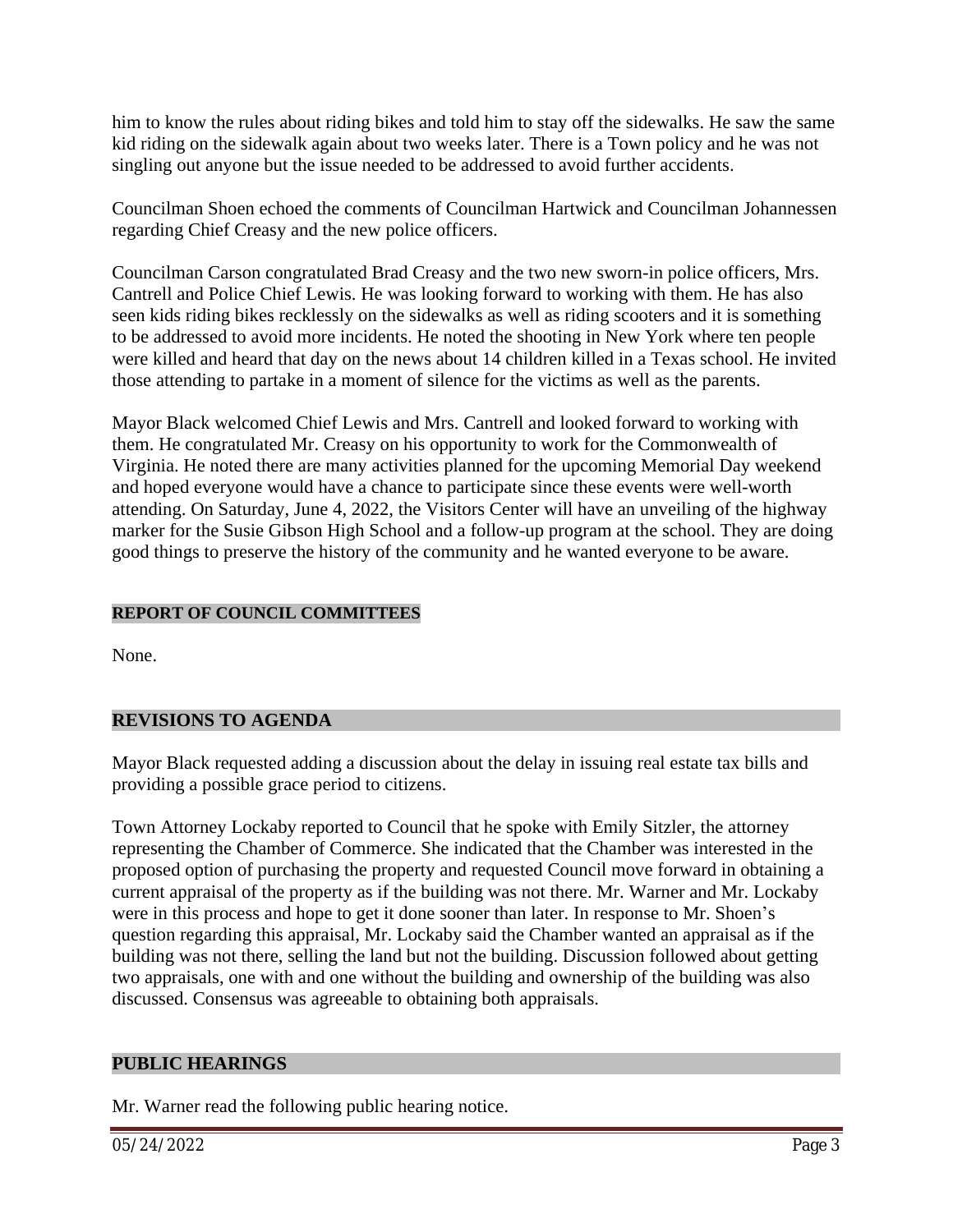him to know the rules about riding bikes and told him to stay off the sidewalks. He saw the same kid riding on the sidewalk again about two weeks later. There is a Town policy and he was not singling out anyone but the issue needed to be addressed to avoid further accidents.

Councilman Shoen echoed the comments of Councilman Hartwick and Councilman Johannessen regarding Chief Creasy and the new police officers.

Councilman Carson congratulated Brad Creasy and the two new sworn-in police officers, Mrs. Cantrell and Police Chief Lewis. He was looking forward to working with them. He has also seen kids riding bikes recklessly on the sidewalks as well as riding scooters and it is something to be addressed to avoid more incidents. He noted the shooting in New York where ten people were killed and heard that day on the news about 14 children killed in a Texas school. He invited those attending to partake in a moment of silence for the victims as well as the parents.

Mayor Black welcomed Chief Lewis and Mrs. Cantrell and looked forward to working with them. He congratulated Mr. Creasy on his opportunity to work for the Commonwealth of Virginia. He noted there are many activities planned for the upcoming Memorial Day weekend and hoped everyone would have a chance to participate since these events were well-worth attending. On Saturday, June 4, 2022, the Visitors Center will have an unveiling of the highway marker for the Susie Gibson High School and a follow-up program at the school. They are doing good things to preserve the history of the community and he wanted everyone to be aware.

## REPORT OF COUNCIL COMMITTEES

None.

## REVISIONS TO AGENDA

Mayor Black requested adding a discussion about the delay in issuing real estate tax bills and providing a possible grace period to citizens.

Town Attorney Lockaby reported to Council that he spoke with Emily Sitzler, the attorney representing the Chamber of Commerce. She indicated that the Chamber was interested in the proposed option of purchasing the property and requested Council move forward in obtaining a current appraisal of the property as if the building was not there. Mr. Warner and Mr. Lockaby were in this process and hope to get it done sooner than later. In response to Mr. Shoen's question regarding this appraisal, Mr. Lockaby said the Chamber wanted an appraisal as if the building was not there, selling the land but not the building. Discussion followed about getting two appraisals, one with and one without the building and ownership of the building was also discussed. Consensus was agreeable to obtaining both appraisals.

## PUBLIC HEARINGS

Mr. Warner read the following public hearing notice.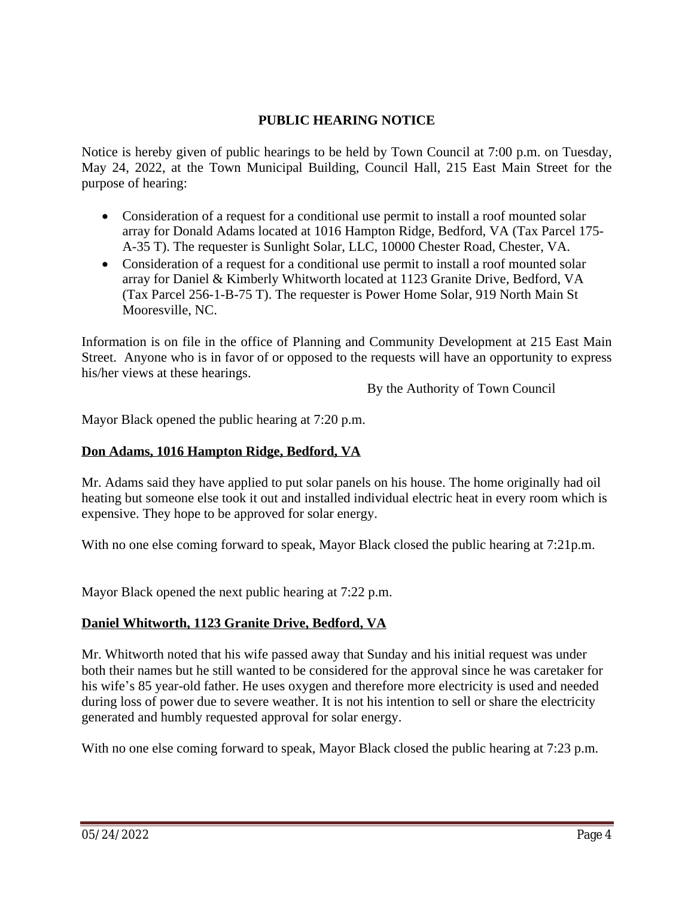## PUBLIC HEARING NOTICE

Notice is hereby given of public hearings to be held by Town Council at 7:00 p.m. on Tuesday, May 24, 2022, at the Town Municipal Building, Council Hall, 215 East Main Street for the purpose of hearing:

- Consideration of a request for a conditional use permit to install a roof mounted solar array for Donald Adams located at 1016 Hampton Ridge, Bedford, VA (Tax Parcel 175-A-35 T). The requester is Sunlight Solar, LLC, 10000 Chester Road, Chester, VA.
- Consideration of a request for a conditional use permit to install a roof mounted solar array for Daniel & Kimberly Whitworth located at 1123 Granite Drive, Bedford, VA (Tax Parcel 256-1-B-75 T). The requester is Power Home Solar, 919 North Main St Mooresville, NC.

Information is on file in the office of Planning and Community Development at 215 East Main Street. Anyone who is in favor of or opposed to the requests will have an opportunity to express his/her views at these hearings.

By the Authority of Town Council

Mayor Black opened the public hearing at 7:20 p.m.

**Don Adams, 1016 Hampton Ridge, Bedford, VA**

Mr. Adams said they have applied to put solar panels on his house. The home originally had oil heating but someone else took it out and installed individual electric heat in every room which is expensive. They hope to be approved for solar energy.

With no one else coming forward to speak, Mayor Black closed the public hearing at 7:21p.m.

Mayor Black opened the next public hearing at 7:22 p.m.

**Daniel Whitworth, 1123 Granite Drive, Bedford, VA**

Mr. Whitworth noted that his wife passed away that Sunday and his initial request was under both their names but he still wanted to be considered for the approval since he was caretaker for his wife's 85 year-old father. He uses oxygen and therefore more electricity is used and needed during loss of power due to severe weather. It is not his intention to sell or share the electricity generated and humbly requested approval for solar energy.

With no one else coming forward to speak, Mayor Black closed the public hearing at 7:23 p.m.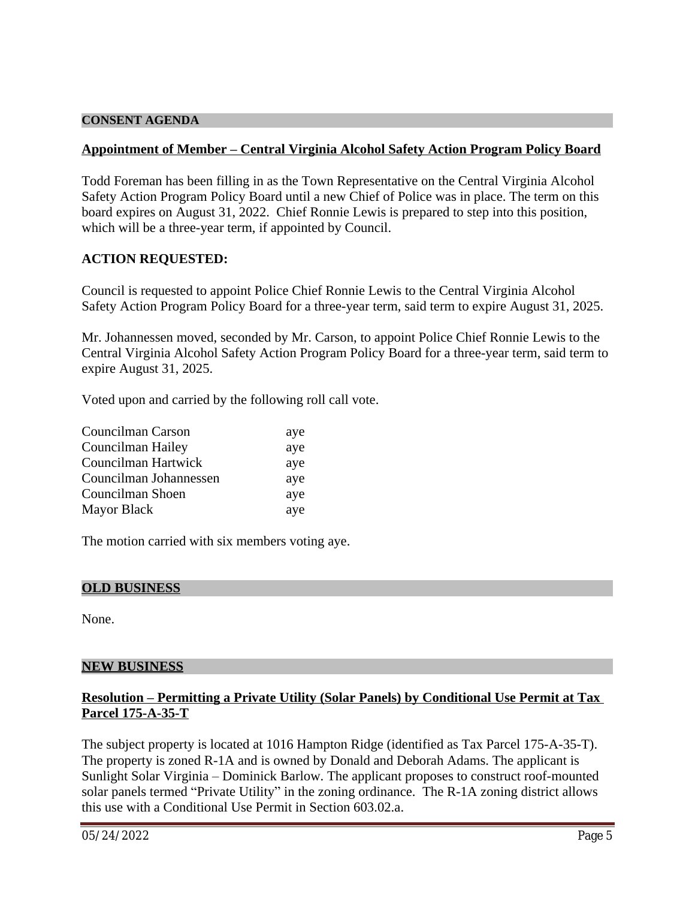## CONSENT AGENDA

### Appointment of Member – Central Virginia Alcohol Safety Action Program Policy Board

Todd Foreman has been filling in as the Town Representative on the Central Virginia Alcohol Safety Action Program Policy Board until a new Chief of Police was in place. The term on this board expires on August 31, 2022. Chief Ronnie Lewis is prepared to step into this position, which will be a three-year term, if appointed by Council.

**ACTION REQUESTED:**

Council is requested to appoint Police Chief Ronnie Lewis to the Central Virginia Alcohol Safety Action Program Policy Board for a three-year term, said term to expire August 31, 2025.

Mr. Johannessen moved, seconded by Mr. Carson, to appoint Police Chief Ronnie Lewis to the Central Virginia Alcohol Safety Action Program Policy Board for a three-year term, said term to expire August 31, 2025.

Voted upon and carried by the following roll call vote.

| | |
|---|---|
| Councilman Carson | aye |
| Councilman Hailey | aye |
| Councilman Hartwick | aye |
| Councilman Johannessen | aye |
| Councilman Shoen | aye |
| Mayor Black | aye |

The motion carried with six members voting aye.

## OLD BUSINESS

None.

## NEW BUSINESS

### Resolution – Permitting a Private Utility (Solar Panels) by Conditional Use Permit at Tax Parcel 175-A-35-T

The subject property is located at 1016 Hampton Ridge (identified as Tax Parcel 175-A-35-T). The property is zoned R-1A and is owned by Donald and Deborah Adams. The applicant is Sunlight Solar Virginia – Dominick Barlow. The applicant proposes to construct roof-mounted solar panels termed "Private Utility" in the zoning ordinance. The R-1A zoning district allows this use with a Conditional Use Permit in Section 603.02.a.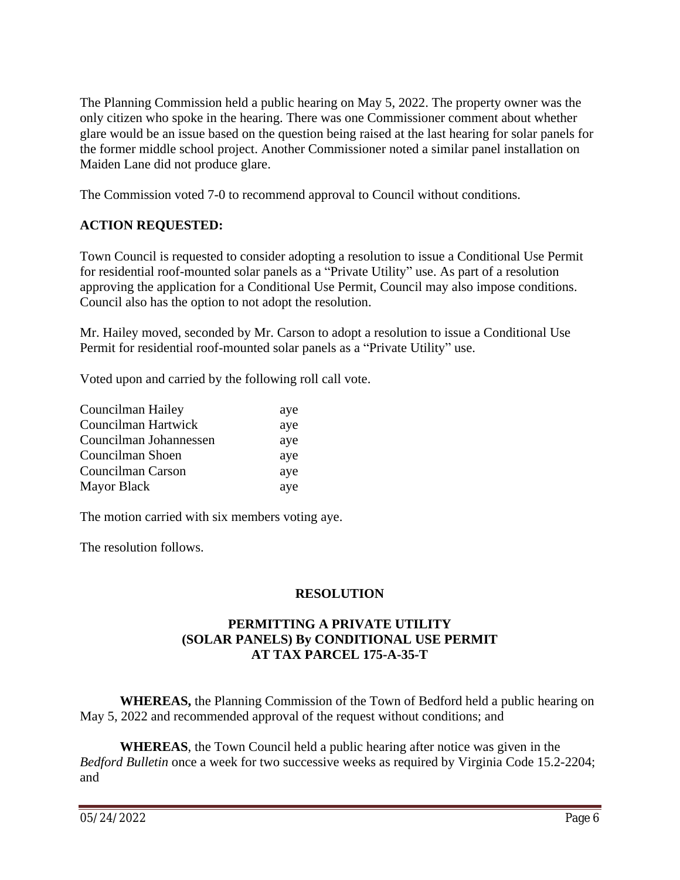The Planning Commission held a public hearing on May 5, 2022. The property owner was the only citizen who spoke in the hearing. There was one Commissioner comment about whether glare would be an issue based on the question being raised at the last hearing for solar panels for the former middle school project. Another Commissioner noted a similar panel installation on Maiden Lane did not produce glare.

The Commission voted 7-0 to recommend approval to Council without conditions.

**ACTION REQUESTED:**

Town Council is requested to consider adopting a resolution to issue a Conditional Use Permit for residential roof-mounted solar panels as a "Private Utility" use. As part of a resolution approving the application for a Conditional Use Permit, Council may also impose conditions. Council also has the option to not adopt the resolution.

Mr. Hailey moved, seconded by Mr. Carson to adopt a resolution to issue a Conditional Use Permit for residential roof-mounted solar panels as a "Private Utility" use.

Voted upon and carried by the following roll call vote.

| | |
|---|---|
| Councilman Hailey | aye |
| Councilman Hartwick | aye |
| Councilman Johannessen | aye |
| Councilman Shoen | aye |
| Councilman Carson | aye |
| Mayor Black | aye |

The motion carried with six members voting aye.

The resolution follows.

## RESOLUTION

### PERMITTING A PRIVATE UTILITY (SOLAR PANELS) By CONDITIONAL USE PERMIT AT TAX PARCEL 175-A-35-T

**WHEREAS,** the Planning Commission of the Town of Bedford held a public hearing on May 5, 2022 and recommended approval of the request without conditions; and

**WHEREAS**, the Town Council held a public hearing after notice was given in the *Bedford Bulletin* once a week for two successive weeks as required by Virginia Code 15.2-2204; and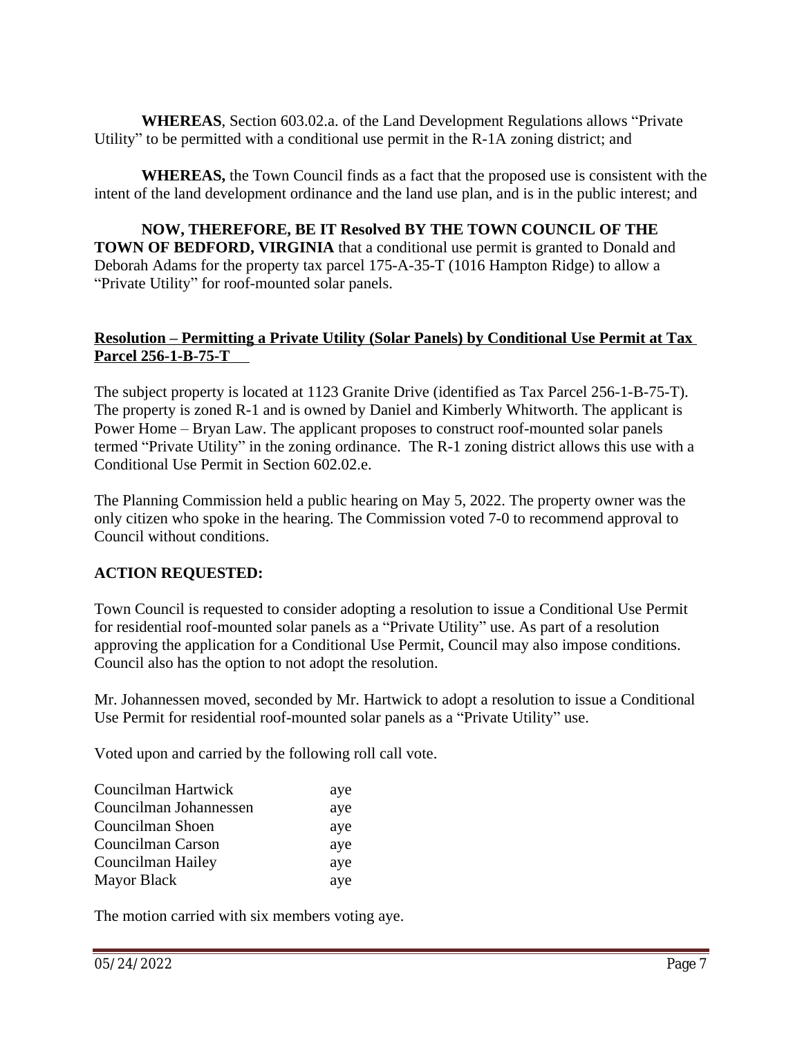**WHEREAS**, Section 603.02.a. of the Land Development Regulations allows "Private Utility" to be permitted with a conditional use permit in the R-1A zoning district; and

**WHEREAS,** the Town Council finds as a fact that the proposed use is consistent with the intent of the land development ordinance and the land use plan, and is in the public interest; and

**NOW, THEREFORE, BE IT Resolved BY THE TOWN COUNCIL OF THE TOWN OF BEDFORD, VIRGINIA** that a conditional use permit is granted to Donald and Deborah Adams for the property tax parcel 175-A-35-T (1016 Hampton Ridge) to allow a "Private Utility" for roof-mounted solar panels.

**Resolution – Permitting a Private Utility (Solar Panels) by Conditional Use Permit at Tax Parcel 256-1-B-75-T**

The subject property is located at 1123 Granite Drive (identified as Tax Parcel 256-1-B-75-T). The property is zoned R-1 and is owned by Daniel and Kimberly Whitworth. The applicant is Power Home – Bryan Law. The applicant proposes to construct roof-mounted solar panels termed "Private Utility" in the zoning ordinance. The R-1 zoning district allows this use with a Conditional Use Permit in Section 602.02.e.

The Planning Commission held a public hearing on May 5, 2022. The property owner was the only citizen who spoke in the hearing. The Commission voted 7-0 to recommend approval to Council without conditions.

**ACTION REQUESTED:**

Town Council is requested to consider adopting a resolution to issue a Conditional Use Permit for residential roof-mounted solar panels as a "Private Utility" use. As part of a resolution approving the application for a Conditional Use Permit, Council may also impose conditions. Council also has the option to not adopt the resolution.

Mr. Johannessen moved, seconded by Mr. Hartwick to adopt a resolution to issue a Conditional Use Permit for residential roof-mounted solar panels as a "Private Utility" use.

Voted upon and carried by the following roll call vote.

| | |
|---|---|
| Councilman Hartwick | aye |
| Councilman Johannessen | aye |
| Councilman Shoen | aye |
| Councilman Carson | aye |
| Councilman Hailey | aye |
| Mayor Black | aye |

The motion carried with six members voting aye.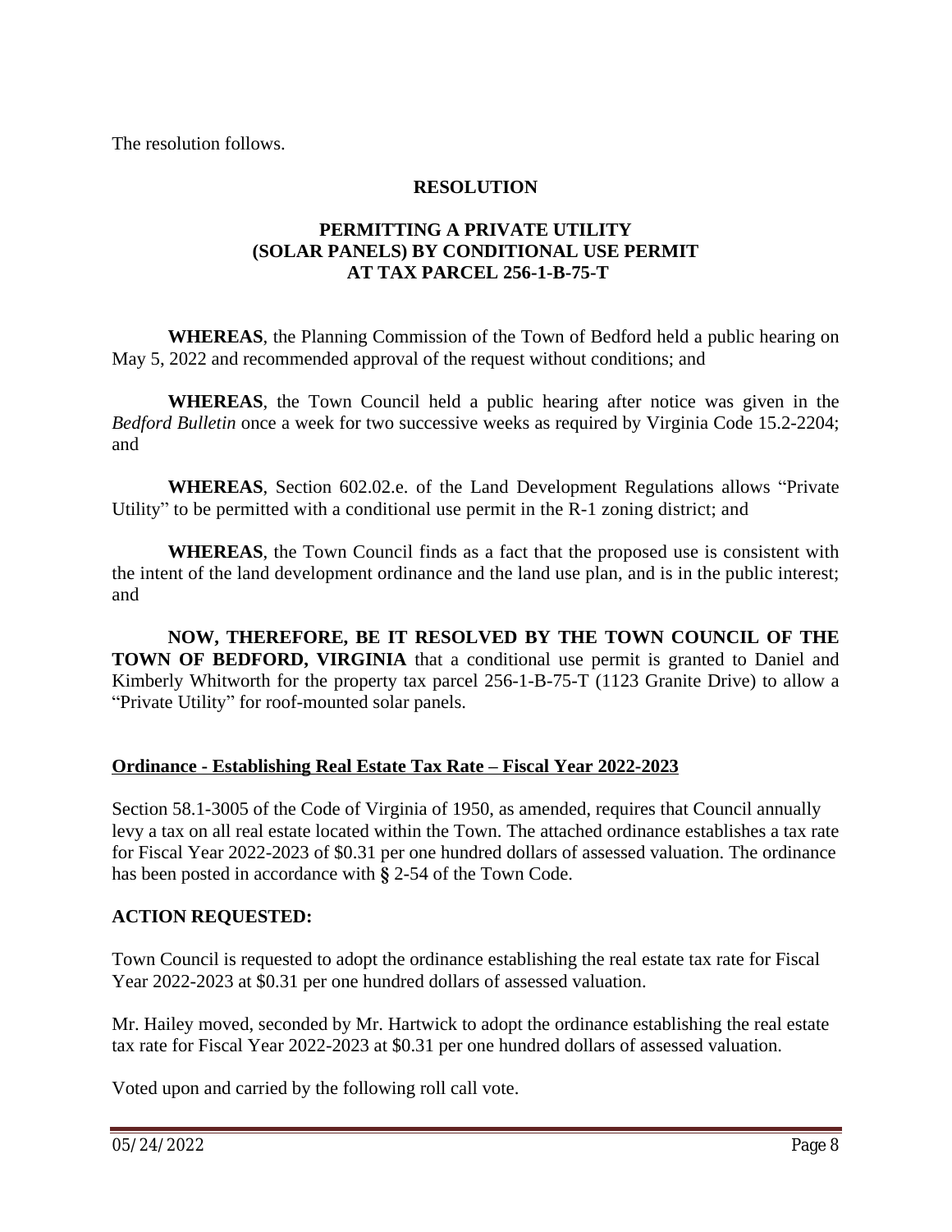The resolution follows.

**RESOLUTION**

**PERMITTING A PRIVATE UTILITY (SOLAR PANELS) BY CONDITIONAL USE PERMIT AT TAX PARCEL 256-1-B-75-T**

**WHEREAS**, the Planning Commission of the Town of Bedford held a public hearing on May 5, 2022 and recommended approval of the request without conditions; and

**WHEREAS**, the Town Council held a public hearing after notice was given in the *Bedford Bulletin* once a week for two successive weeks as required by Virginia Code 15.2-2204; and

**WHEREAS**, Section 602.02.e. of the Land Development Regulations allows "Private Utility" to be permitted with a conditional use permit in the R-1 zoning district; and

**WHEREAS**, the Town Council finds as a fact that the proposed use is consistent with the intent of the land development ordinance and the land use plan, and is in the public interest; and

**NOW, THEREFORE, BE IT RESOLVED BY THE TOWN COUNCIL OF THE TOWN OF BEDFORD, VIRGINIA** that a conditional use permit is granted to Daniel and Kimberly Whitworth for the property tax parcel 256-1-B-75-T (1123 Granite Drive) to allow a "Private Utility" for roof-mounted solar panels.

**Ordinance - Establishing Real Estate Tax Rate – Fiscal Year 2022-2023**

Section 58.1-3005 of the Code of Virginia of 1950, as amended, requires that Council annually levy a tax on all real estate located within the Town. The attached ordinance establishes a tax rate for Fiscal Year 2022-2023 of $0.31 per one hundred dollars of assessed valuation. The ordinance has been posted in accordance with **§** 2-54 of the Town Code.

**ACTION REQUESTED:**

Town Council is requested to adopt the ordinance establishing the real estate tax rate for Fiscal Year 2022-2023 at $0.31 per one hundred dollars of assessed valuation.

Mr. Hailey moved, seconded by Mr. Hartwick to adopt the ordinance establishing the real estate tax rate for Fiscal Year 2022-2023 at $0.31 per one hundred dollars of assessed valuation.

Voted upon and carried by the following roll call vote.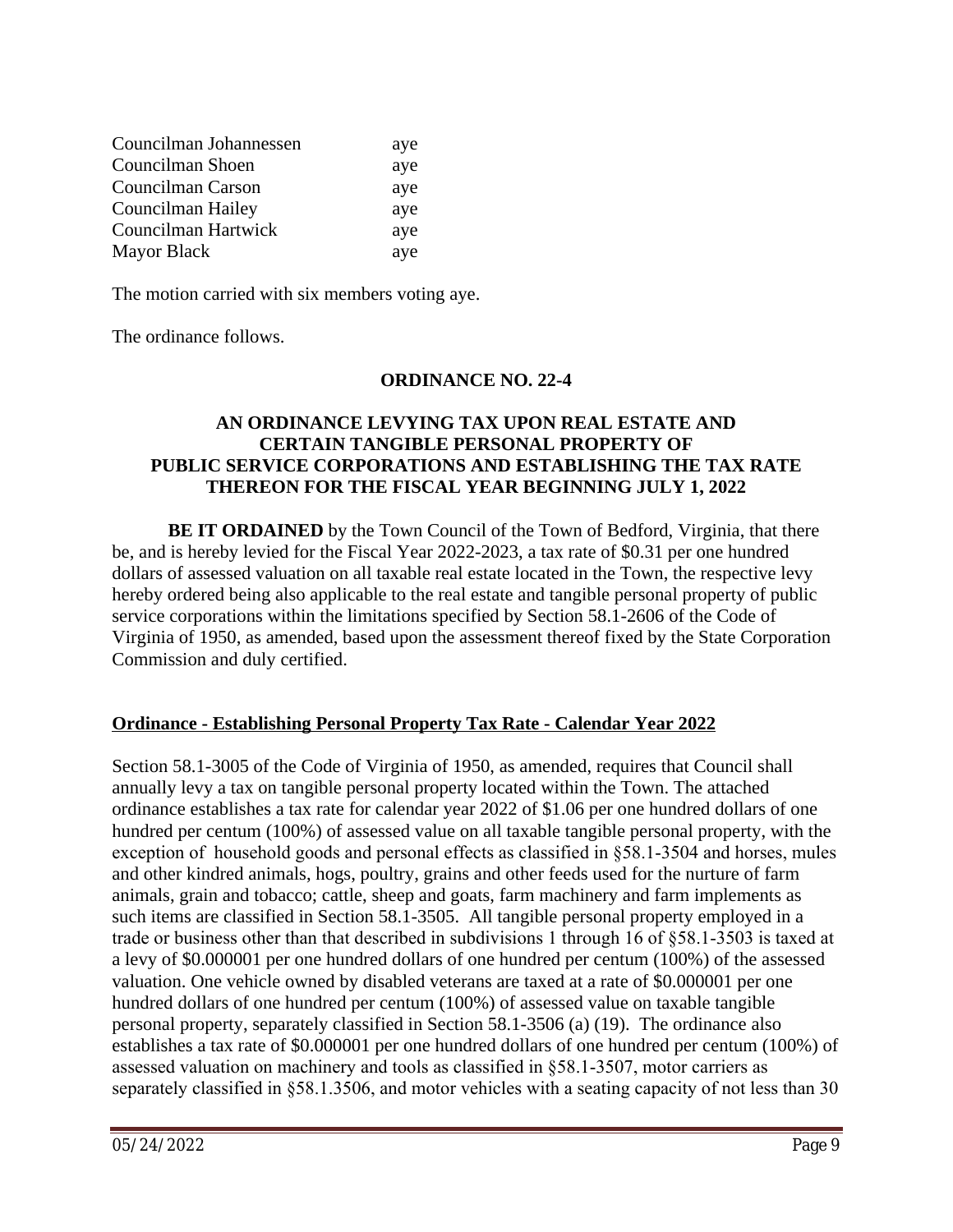| | |
|---|---|
| Councilman Johannessen | aye |
| Councilman Shoen | aye |
| Councilman Carson | aye |
| Councilman Hailey | aye |
| Councilman Hartwick | aye |
| Mayor Black | aye |

The motion carried with six members voting aye.

The ordinance follows.

**ORDINANCE NO. 22-4**

**AN ORDINANCE LEVYING TAX UPON REAL ESTATE AND CERTAIN TANGIBLE PERSONAL PROPERTY OF PUBLIC SERVICE CORPORATIONS AND ESTABLISHING THE TAX RATE THEREON FOR THE FISCAL YEAR BEGINNING JULY 1, 2022**

**BE IT ORDAINED** by the Town Council of the Town of Bedford, Virginia, that there be, and is hereby levied for the Fiscal Year 2022-2023, a tax rate of $0.31 per one hundred dollars of assessed valuation on all taxable real estate located in the Town, the respective levy hereby ordered being also applicable to the real estate and tangible personal property of public service corporations within the limitations specified by Section 58.1-2606 of the Code of Virginia of 1950, as amended, based upon the assessment thereof fixed by the State Corporation Commission and duly certified.

**Ordinance - Establishing Personal Property Tax Rate - Calendar Year 2022**

Section 58.1-3005 of the Code of Virginia of 1950, as amended, requires that Council shall annually levy a tax on tangible personal property located within the Town. The attached ordinance establishes a tax rate for calendar year 2022 of $1.06 per one hundred dollars of one hundred per centum (100%) of assessed value on all taxable tangible personal property, with the exception of household goods and personal effects as classified in §58.1-3504 and horses, mules and other kindred animals, hogs, poultry, grains and other feeds used for the nurture of farm animals, grain and tobacco; cattle, sheep and goats, farm machinery and farm implements as such items are classified in Section 58.1-3505. All tangible personal property employed in a trade or business other than that described in subdivisions 1 through 16 of §58.1-3503 is taxed at a levy of $0.000001 per one hundred dollars of one hundred per centum (100%) of the assessed valuation. One vehicle owned by disabled veterans are taxed at a rate of $0.000001 per one hundred dollars of one hundred per centum (100%) of assessed value on taxable tangible personal property, separately classified in Section 58.1-3506 (a) (19). The ordinance also establishes a tax rate of $0.000001 per one hundred dollars of one hundred per centum (100%) of assessed valuation on machinery and tools as classified in §58.1-3507, motor carriers as separately classified in §58.1.3506, and motor vehicles with a seating capacity of not less than 30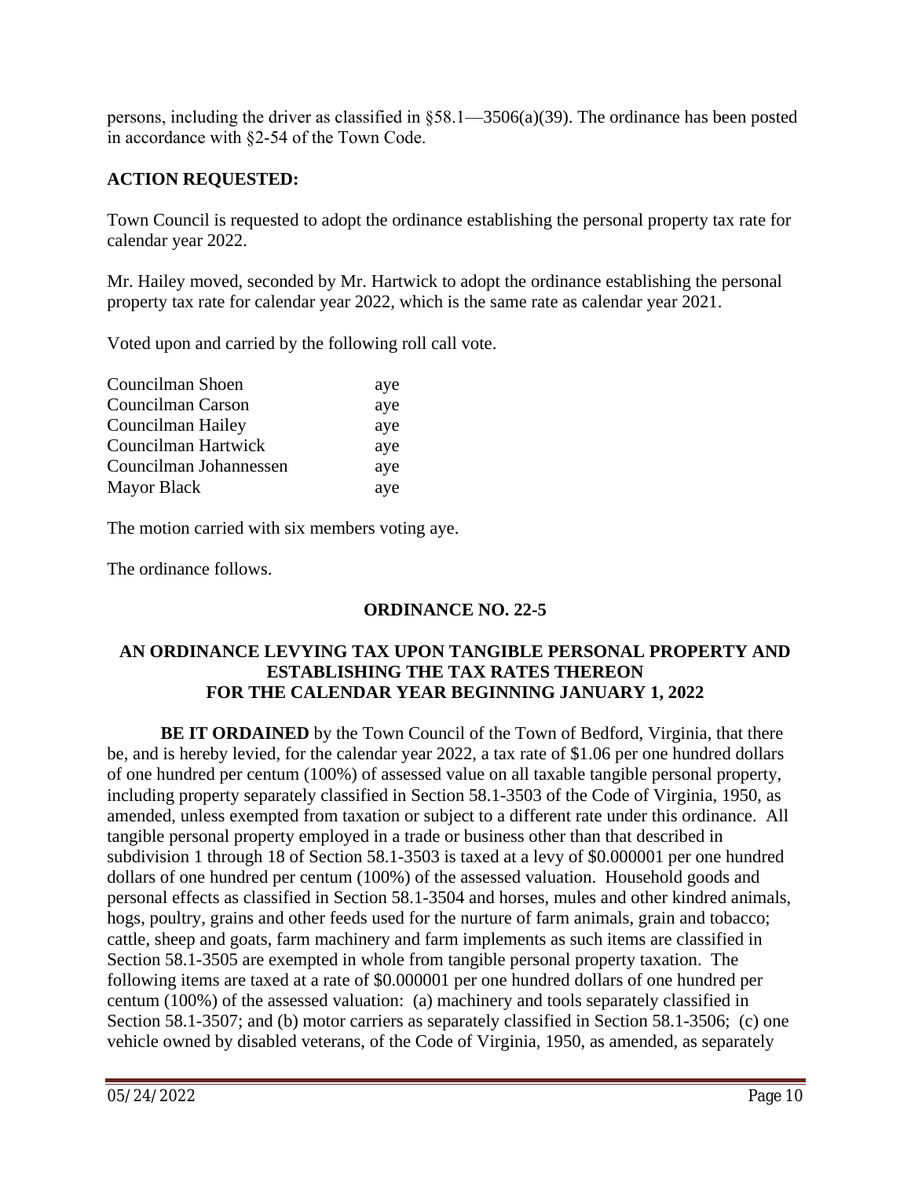persons, including the driver as classified in §58.1—3506(a)(39). The ordinance has been posted in accordance with §2-54 of the Town Code.

**ACTION REQUESTED:**

Town Council is requested to adopt the ordinance establishing the personal property tax rate for calendar year 2022.

Mr. Hailey moved, seconded by Mr. Hartwick to adopt the ordinance establishing the personal property tax rate for calendar year 2022, which is the same rate as calendar year 2021.

Voted upon and carried by the following roll call vote.

| | |
|---|---|
| Councilman Shoen | aye |
| Councilman Carson | aye |
| Councilman Hailey | aye |
| Councilman Hartwick | aye |
| Councilman Johannessen | aye |
| Mayor Black | aye |

The motion carried with six members voting aye.

The ordinance follows.

**ORDINANCE NO. 22-5**

**AN ORDINANCE LEVYING TAX UPON TANGIBLE PERSONAL PROPERTY AND ESTABLISHING THE TAX RATES THEREON FOR THE CALENDAR YEAR BEGINNING JANUARY 1, 2022**

**BE IT ORDAINED** by the Town Council of the Town of Bedford, Virginia, that there be, and is hereby levied, for the calendar year 2022, a tax rate of $1.06 per one hundred dollars of one hundred per centum (100%) of assessed value on all taxable tangible personal property, including property separately classified in Section 58.1-3503 of the Code of Virginia, 1950, as amended, unless exempted from taxation or subject to a different rate under this ordinance. All tangible personal property employed in a trade or business other than that described in subdivision 1 through 18 of Section 58.1-3503 is taxed at a levy of $0.000001 per one hundred dollars of one hundred per centum (100%) of the assessed valuation. Household goods and personal effects as classified in Section 58.1-3504 and horses, mules and other kindred animals, hogs, poultry, grains and other feeds used for the nurture of farm animals, grain and tobacco; cattle, sheep and goats, farm machinery and farm implements as such items are classified in Section 58.1-3505 are exempted in whole from tangible personal property taxation. The following items are taxed at a rate of $0.000001 per one hundred dollars of one hundred per centum (100%) of the assessed valuation: (a) machinery and tools separately classified in Section 58.1-3507; and (b) motor carriers as separately classified in Section 58.1-3506; (c) one vehicle owned by disabled veterans, of the Code of Virginia, 1950, as amended, as separately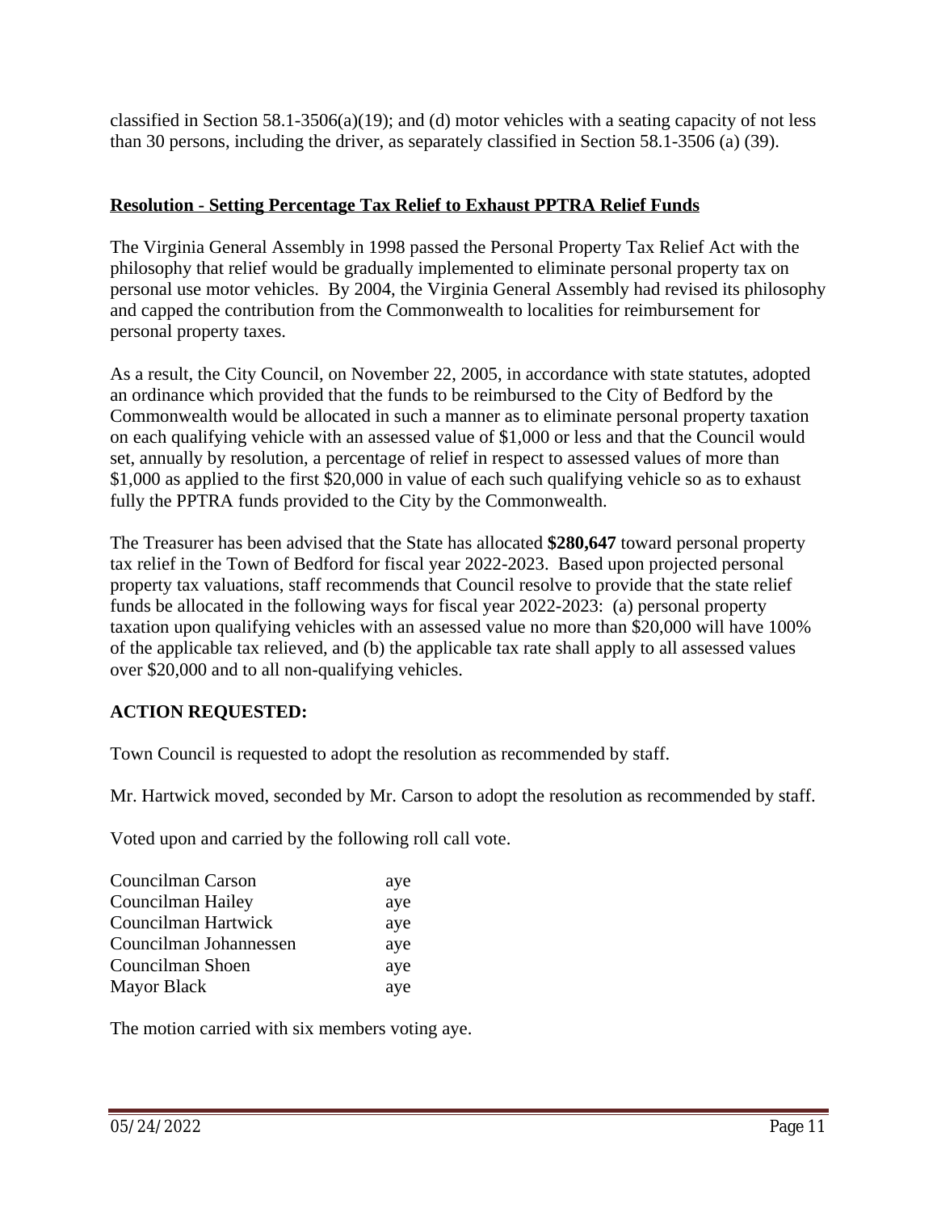classified in Section 58.1-3506(a)(19); and (d) motor vehicles with a seating capacity of not less than 30 persons, including the driver, as separately classified in Section 58.1-3506 (a) (39).

**Resolution - Setting Percentage Tax Relief to Exhaust PPTRA Relief Funds**

The Virginia General Assembly in 1998 passed the Personal Property Tax Relief Act with the philosophy that relief would be gradually implemented to eliminate personal property tax on personal use motor vehicles. By 2004, the Virginia General Assembly had revised its philosophy and capped the contribution from the Commonwealth to localities for reimbursement for personal property taxes.

As a result, the City Council, on November 22, 2005, in accordance with state statutes, adopted an ordinance which provided that the funds to be reimbursed to the City of Bedford by the Commonwealth would be allocated in such a manner as to eliminate personal property taxation on each qualifying vehicle with an assessed value of $1,000 or less and that the Council would set, annually by resolution, a percentage of relief in respect to assessed values of more than $1,000 as applied to the first $20,000 in value of each such qualifying vehicle so as to exhaust fully the PPTRA funds provided to the City by the Commonwealth.

The Treasurer has been advised that the State has allocated **$280,647** toward personal property tax relief in the Town of Bedford for fiscal year 2022-2023. Based upon projected personal property tax valuations, staff recommends that Council resolve to provide that the state relief funds be allocated in the following ways for fiscal year 2022-2023: (a) personal property taxation upon qualifying vehicles with an assessed value no more than $20,000 will have 100% of the applicable tax relieved, and (b) the applicable tax rate shall apply to all assessed values over $20,000 and to all non-qualifying vehicles.

**ACTION REQUESTED:**

Town Council is requested to adopt the resolution as recommended by staff.

Mr. Hartwick moved, seconded by Mr. Carson to adopt the resolution as recommended by staff.

Voted upon and carried by the following roll call vote.

| | |
|---|---|
| Councilman Carson | aye |
| Councilman Hailey | aye |
| Councilman Hartwick | aye |
| Councilman Johannessen | aye |
| Councilman Shoen | aye |
| Mayor Black | aye |

The motion carried with six members voting aye.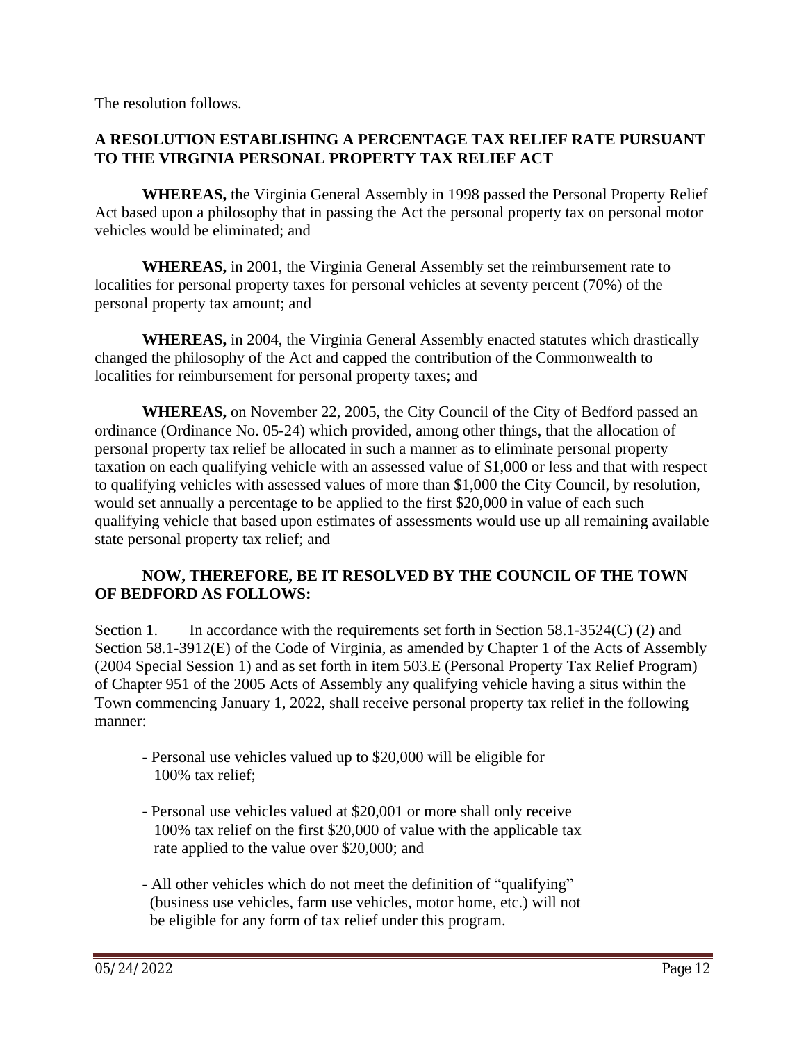The resolution follows.

**A RESOLUTION ESTABLISHING A PERCENTAGE TAX RELIEF RATE PURSUANT TO THE VIRGINIA PERSONAL PROPERTY TAX RELIEF ACT**

**WHEREAS,** the Virginia General Assembly in 1998 passed the Personal Property Relief Act based upon a philosophy that in passing the Act the personal property tax on personal motor vehicles would be eliminated; and

**WHEREAS,** in 2001, the Virginia General Assembly set the reimbursement rate to localities for personal property taxes for personal vehicles at seventy percent (70%) of the personal property tax amount; and

**WHEREAS,** in 2004, the Virginia General Assembly enacted statutes which drastically changed the philosophy of the Act and capped the contribution of the Commonwealth to localities for reimbursement for personal property taxes; and

**WHEREAS,** on November 22, 2005, the City Council of the City of Bedford passed an ordinance (Ordinance No. 05-24) which provided, among other things, that the allocation of personal property tax relief be allocated in such a manner as to eliminate personal property taxation on each qualifying vehicle with an assessed value of $1,000 or less and that with respect to qualifying vehicles with assessed values of more than $1,000 the City Council, by resolution, would set annually a percentage to be applied to the first $20,000 in value of each such qualifying vehicle that based upon estimates of assessments would use up all remaining available state personal property tax relief; and

**NOW, THEREFORE, BE IT RESOLVED BY THE COUNCIL OF THE TOWN OF BEDFORD AS FOLLOWS:**

Section 1. In accordance with the requirements set forth in Section 58.1-3524(C) (2) and Section 58.1-3912(E) of the Code of Virginia, as amended by Chapter 1 of the Acts of Assembly (2004 Special Session 1) and as set forth in item 503.E (Personal Property Tax Relief Program) of Chapter 951 of the 2005 Acts of Assembly any qualifying vehicle having a situs within the Town commencing January 1, 2022, shall receive personal property tax relief in the following manner:

- Personal use vehicles valued up to $20,000 will be eligible for 100% tax relief;
- Personal use vehicles valued at $20,001 or more shall only receive 100% tax relief on the first $20,000 of value with the applicable tax rate applied to the value over $20,000; and
- All other vehicles which do not meet the definition of "qualifying" (business use vehicles, farm use vehicles, motor home, etc.) will not be eligible for any form of tax relief under this program.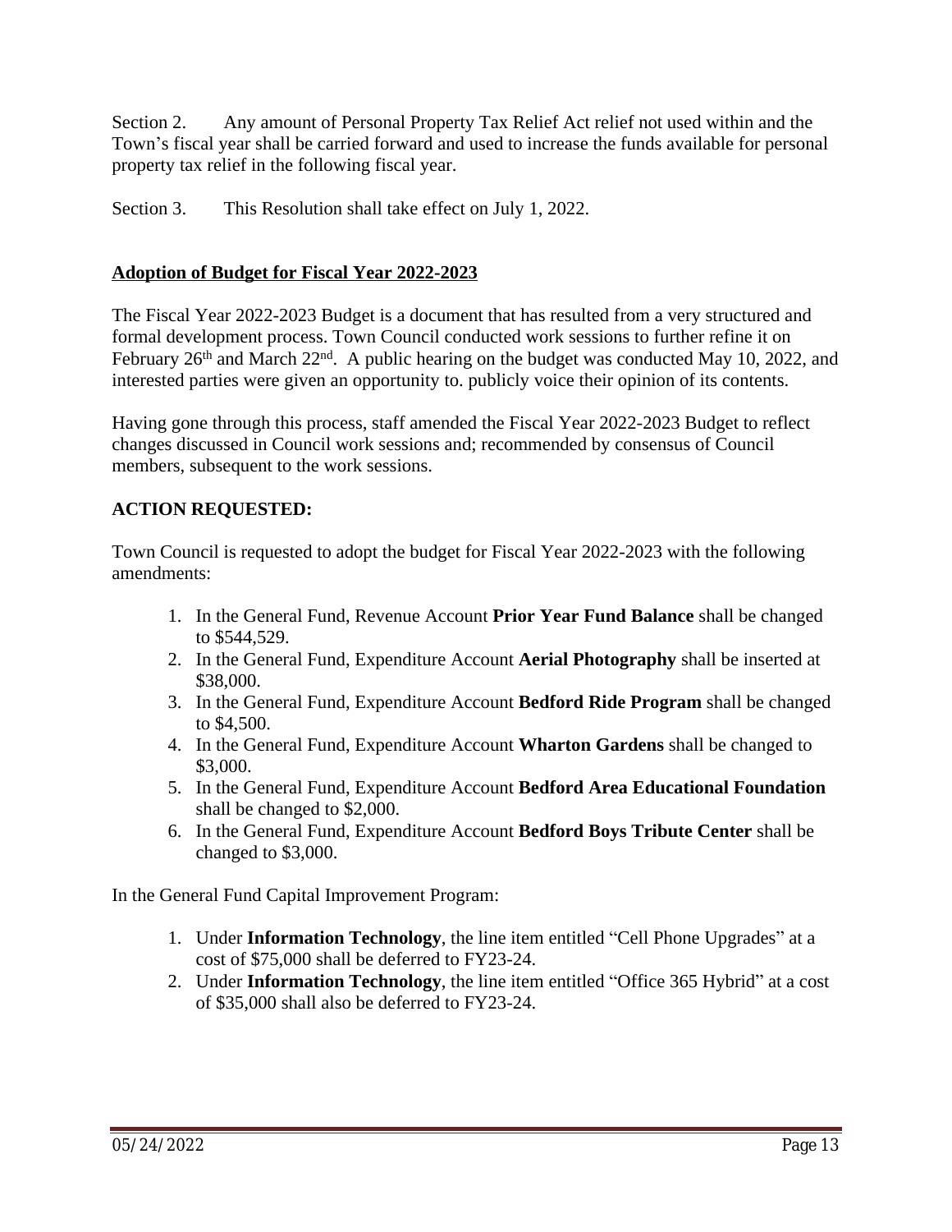Section 2. Any amount of Personal Property Tax Relief Act relief not used within and the Town's fiscal year shall be carried forward and used to increase the funds available for personal property tax relief in the following fiscal year.

Section 3. This Resolution shall take effect on July 1, 2022.

## Adoption of Budget for Fiscal Year 2022-2023

The Fiscal Year 2022-2023 Budget is a document that has resulted from a very structured and formal development process. Town Council conducted work sessions to further refine it on February 26th and March 22nd. A public hearing on the budget was conducted May 10, 2022, and interested parties were given an opportunity to. publicly voice their opinion of its contents.

Having gone through this process, staff amended the Fiscal Year 2022-2023 Budget to reflect changes discussed in Council work sessions and; recommended by consensus of Council members, subsequent to the work sessions.

**ACTION REQUESTED:**

Town Council is requested to adopt the budget for Fiscal Year 2022-2023 with the following amendments:

1. In the General Fund, Revenue Account **Prior Year Fund Balance** shall be changed to $544,529.
2. In the General Fund, Expenditure Account **Aerial Photography** shall be inserted at $38,000.
3. In the General Fund, Expenditure Account **Bedford Ride Program** shall be changed to $4,500.
4. In the General Fund, Expenditure Account **Wharton Gardens** shall be changed to $3,000.
5. In the General Fund, Expenditure Account **Bedford Area Educational Foundation** shall be changed to $2,000.
6. In the General Fund, Expenditure Account **Bedford Boys Tribute Center** shall be changed to $3,000.

In the General Fund Capital Improvement Program:

1. Under **Information Technology**, the line item entitled "Cell Phone Upgrades" at a cost of $75,000 shall be deferred to FY23-24.
2. Under **Information Technology**, the line item entitled "Office 365 Hybrid" at a cost of $35,000 shall also be deferred to FY23-24.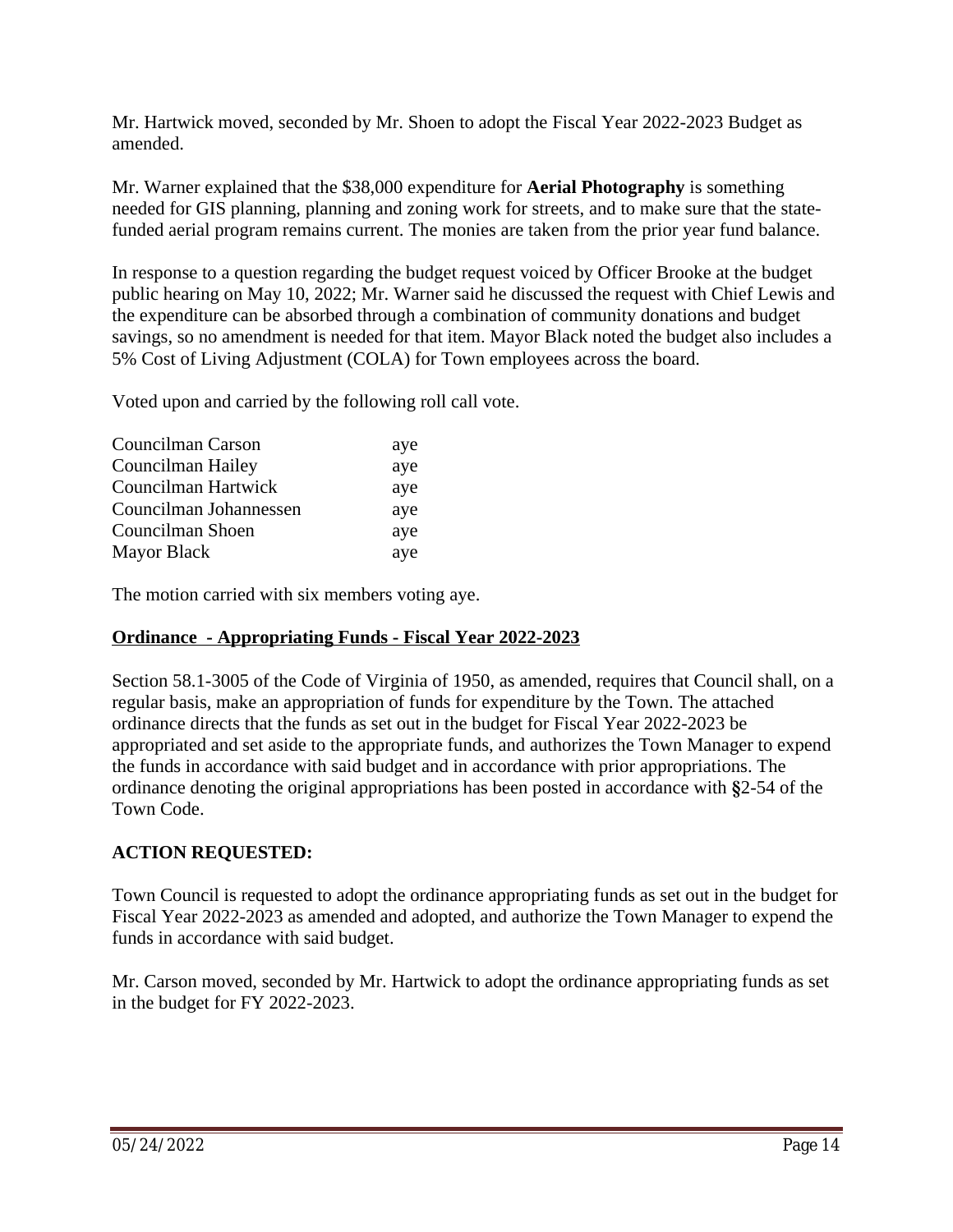Mr. Hartwick moved, seconded by Mr. Shoen to adopt the Fiscal Year 2022-2023 Budget as amended.

Mr. Warner explained that the $38,000 expenditure for **Aerial Photography** is something needed for GIS planning, planning and zoning work for streets, and to make sure that the state-funded aerial program remains current. The monies are taken from the prior year fund balance.

In response to a question regarding the budget request voiced by Officer Brooke at the budget public hearing on May 10, 2022; Mr. Warner said he discussed the request with Chief Lewis and the expenditure can be absorbed through a combination of community donations and budget savings, so no amendment is needed for that item. Mayor Black noted the budget also includes a 5% Cost of Living Adjustment (COLA) for Town employees across the board.

Voted upon and carried by the following roll call vote.

| | |
|---|---|
| Councilman Carson | aye |
| Councilman Hailey | aye |
| Councilman Hartwick | aye |
| Councilman Johannessen | aye |
| Councilman Shoen | aye |
| Mayor Black | aye |

The motion carried with six members voting aye.

## Ordinance - Appropriating Funds - Fiscal Year 2022-2023

Section 58.1-3005 of the Code of Virginia of 1950, as amended, requires that Council shall, on a regular basis, make an appropriation of funds for expenditure by the Town. The attached ordinance directs that the funds as set out in the budget for Fiscal Year 2022-2023 be appropriated and set aside to the appropriate funds, and authorizes the Town Manager to expend the funds in accordance with said budget and in accordance with prior appropriations. The ordinance denoting the original appropriations has been posted in accordance with §2-54 of the Town Code.

**ACTION REQUESTED:**

Town Council is requested to adopt the ordinance appropriating funds as set out in the budget for Fiscal Year 2022-2023 as amended and adopted, and authorize the Town Manager to expend the funds in accordance with said budget.

Mr. Carson moved, seconded by Mr. Hartwick to adopt the ordinance appropriating funds as set in the budget for FY 2022-2023.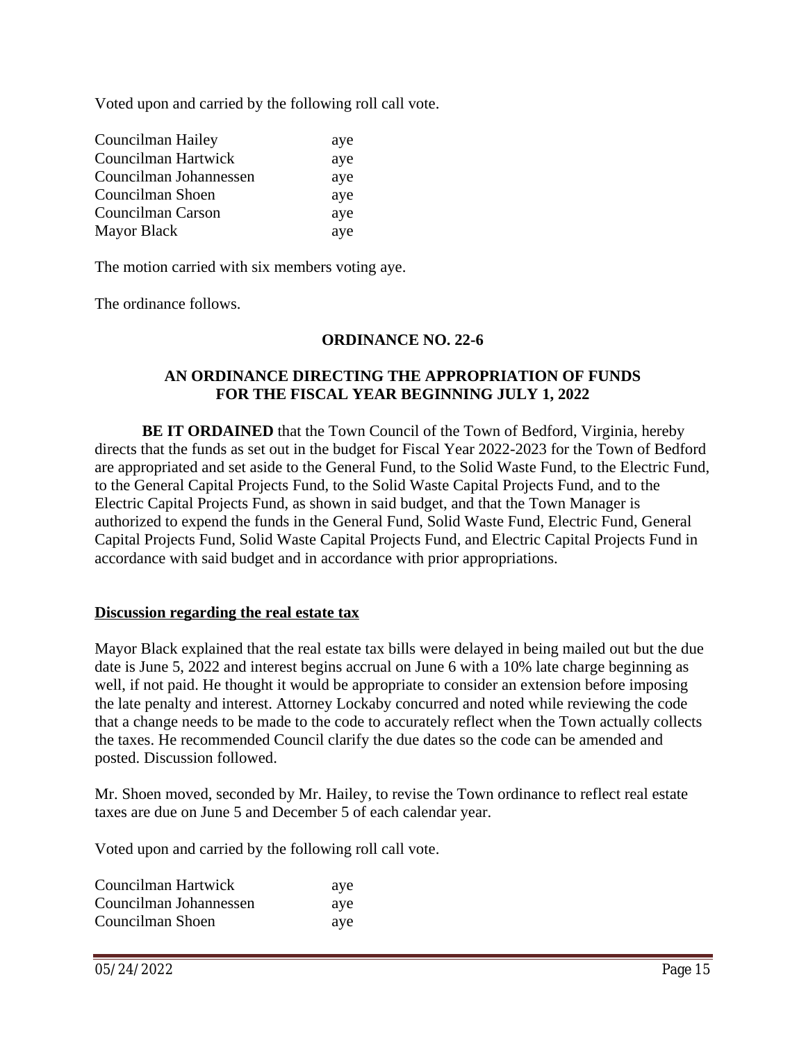Voted upon and carried by the following roll call vote.

| | |
|---|---|
| Councilman Hailey | aye |
| Councilman Hartwick | aye |
| Councilman Johannessen | aye |
| Councilman Shoen | aye |
| Councilman Carson | aye |
| Mayor Black | aye |

The motion carried with six members voting aye.

The ordinance follows.

**ORDINANCE NO. 22-6**

**AN ORDINANCE DIRECTING THE APPROPRIATION OF FUNDS FOR THE FISCAL YEAR BEGINNING JULY 1, 2022**

**BE IT ORDAINED** that the Town Council of the Town of Bedford, Virginia, hereby directs that the funds as set out in the budget for Fiscal Year 2022-2023 for the Town of Bedford are appropriated and set aside to the General Fund, to the Solid Waste Fund, to the Electric Fund, to the General Capital Projects Fund, to the Solid Waste Capital Projects Fund, and to the Electric Capital Projects Fund, as shown in said budget, and that the Town Manager is authorized to expend the funds in the General Fund, Solid Waste Fund, Electric Fund, General Capital Projects Fund, Solid Waste Capital Projects Fund, and Electric Capital Projects Fund in accordance with said budget and in accordance with prior appropriations.

**Discussion regarding the real estate tax**

Mayor Black explained that the real estate tax bills were delayed in being mailed out but the due date is June 5, 2022 and interest begins accrual on June 6 with a 10% late charge beginning as well, if not paid. He thought it would be appropriate to consider an extension before imposing the late penalty and interest. Attorney Lockaby concurred and noted while reviewing the code that a change needs to be made to the code to accurately reflect when the Town actually collects the taxes. He recommended Council clarify the due dates so the code can be amended and posted. Discussion followed.

Mr. Shoen moved, seconded by Mr. Hailey, to revise the Town ordinance to reflect real estate taxes are due on June 5 and December 5 of each calendar year.

Voted upon and carried by the following roll call vote.

| | |
|---|---|
| Councilman Hartwick | aye |
| Councilman Johannessen | aye |
| Councilman Shoen | aye |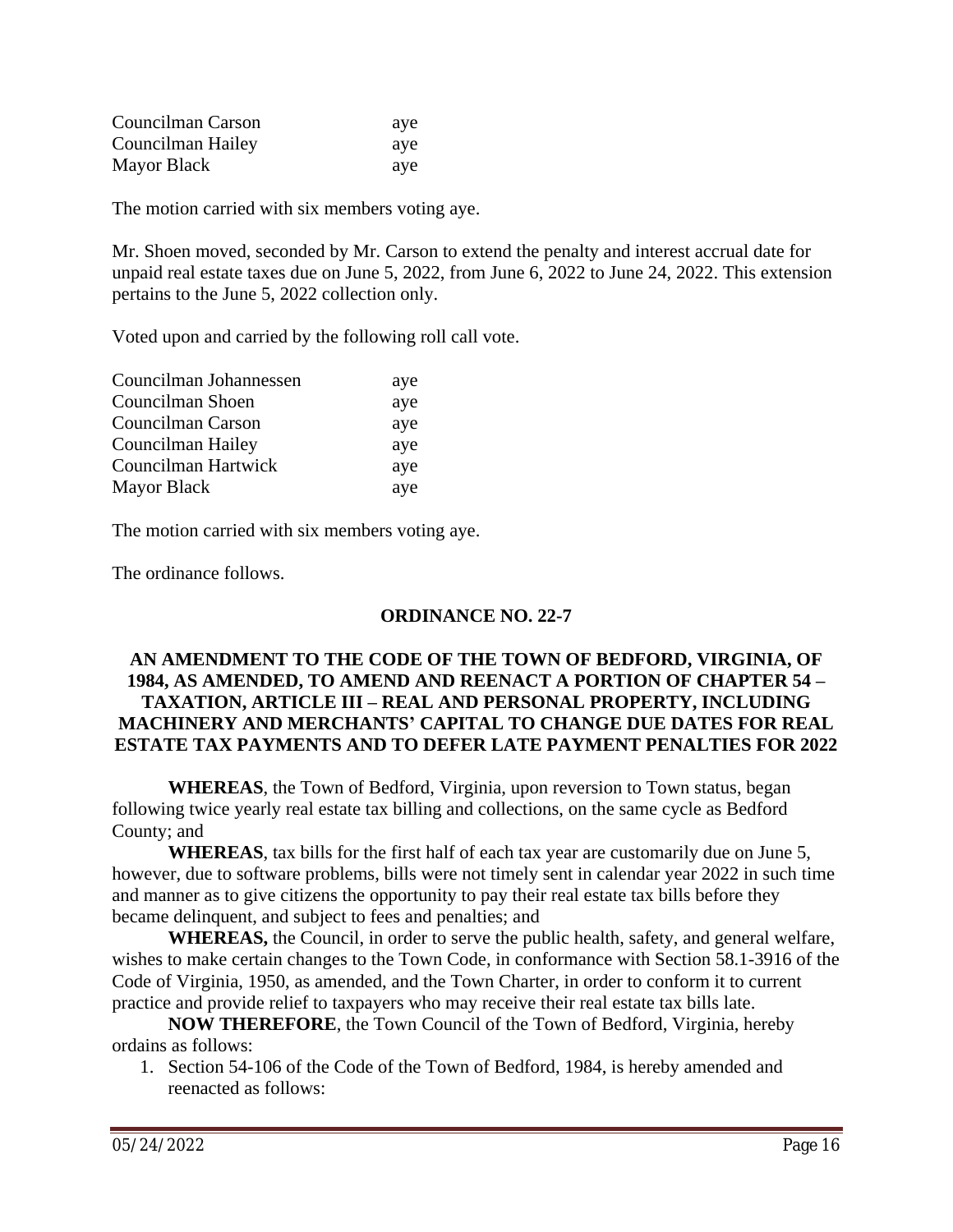| | |
|---|---|
| Councilman Carson | aye |
| Councilman Hailey | aye |
| Mayor Black | aye |

The motion carried with six members voting aye.

Mr. Shoen moved, seconded by Mr. Carson to extend the penalty and interest accrual date for unpaid real estate taxes due on June 5, 2022, from June 6, 2022 to June 24, 2022. This extension pertains to the June 5, 2022 collection only.

Voted upon and carried by the following roll call vote.

| | |
|---|---|
| Councilman Johannessen | aye |
| Councilman Shoen | aye |
| Councilman Carson | aye |
| Councilman Hailey | aye |
| Councilman Hartwick | aye |
| Mayor Black | aye |

The motion carried with six members voting aye.

The ordinance follows.

**ORDINANCE NO. 22-7**

**AN AMENDMENT TO THE CODE OF THE TOWN OF BEDFORD, VIRGINIA, OF 1984, AS AMENDED, TO AMEND AND REENACT A PORTION OF CHAPTER 54 – TAXATION, ARTICLE III – REAL AND PERSONAL PROPERTY, INCLUDING MACHINERY AND MERCHANTS' CAPITAL TO CHANGE DUE DATES FOR REAL ESTATE TAX PAYMENTS AND TO DEFER LATE PAYMENT PENALTIES FOR 2022**

**WHEREAS**, the Town of Bedford, Virginia, upon reversion to Town status, began following twice yearly real estate tax billing and collections, on the same cycle as Bedford County; and

**WHEREAS**, tax bills for the first half of each tax year are customarily due on June 5, however, due to software problems, bills were not timely sent in calendar year 2022 in such time and manner as to give citizens the opportunity to pay their real estate tax bills before they became delinquent, and subject to fees and penalties; and

**WHEREAS,** the Council, in order to serve the public health, safety, and general welfare, wishes to make certain changes to the Town Code, in conformance with Section 58.1-3916 of the Code of Virginia, 1950, as amended, and the Town Charter, in order to conform it to current practice and provide relief to taxpayers who may receive their real estate tax bills late.

**NOW THEREFORE**, the Town Council of the Town of Bedford, Virginia, hereby ordains as follows:

1. Section 54-106 of the Code of the Town of Bedford, 1984, is hereby amended and reenacted as follows: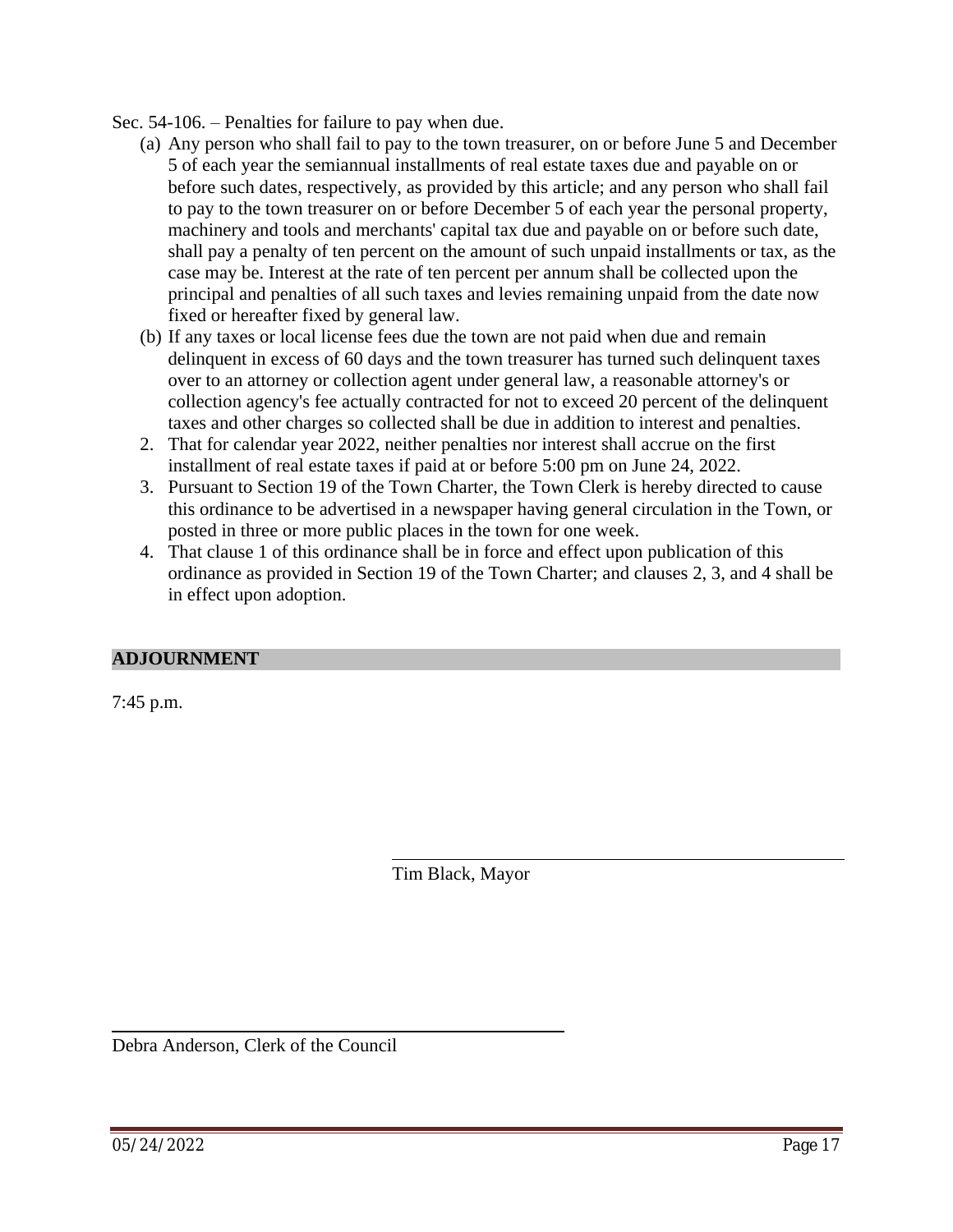Sec. 54-106. – Penalties for failure to pay when due.

(a) Any person who shall fail to pay to the town treasurer, on or before June 5 and December 5 of each year the semiannual installments of real estate taxes due and payable on or before such dates, respectively, as provided by this article; and any person who shall fail to pay to the town treasurer on or before December 5 of each year the personal property, machinery and tools and merchants' capital tax due and payable on or before such date, shall pay a penalty of ten percent on the amount of such unpaid installments or tax, as the case may be. Interest at the rate of ten percent per annum shall be collected upon the principal and penalties of all such taxes and levies remaining unpaid from the date now fixed or hereafter fixed by general law.

(b) If any taxes or local license fees due the town are not paid when due and remain delinquent in excess of 60 days and the town treasurer has turned such delinquent taxes over to an attorney or collection agent under general law, a reasonable attorney's or collection agency's fee actually contracted for not to exceed 20 percent of the delinquent taxes and other charges so collected shall be due in addition to interest and penalties.

2. That for calendar year 2022, neither penalties nor interest shall accrue on the first installment of real estate taxes if paid at or before 5:00 pm on June 24, 2022.
3. Pursuant to Section 19 of the Town Charter, the Town Clerk is hereby directed to cause this ordinance to be advertised in a newspaper having general circulation in the Town, or posted in three or more public places in the town for one week.
4. That clause 1 of this ordinance shall be in force and effect upon publication of this ordinance as provided in Section 19 of the Town Charter; and clauses 2, 3, and 4 shall be in effect upon adoption.

## ADJOURNMENT

7:45 p.m.

Tim Black, Mayor

Debra Anderson, Clerk of the Council